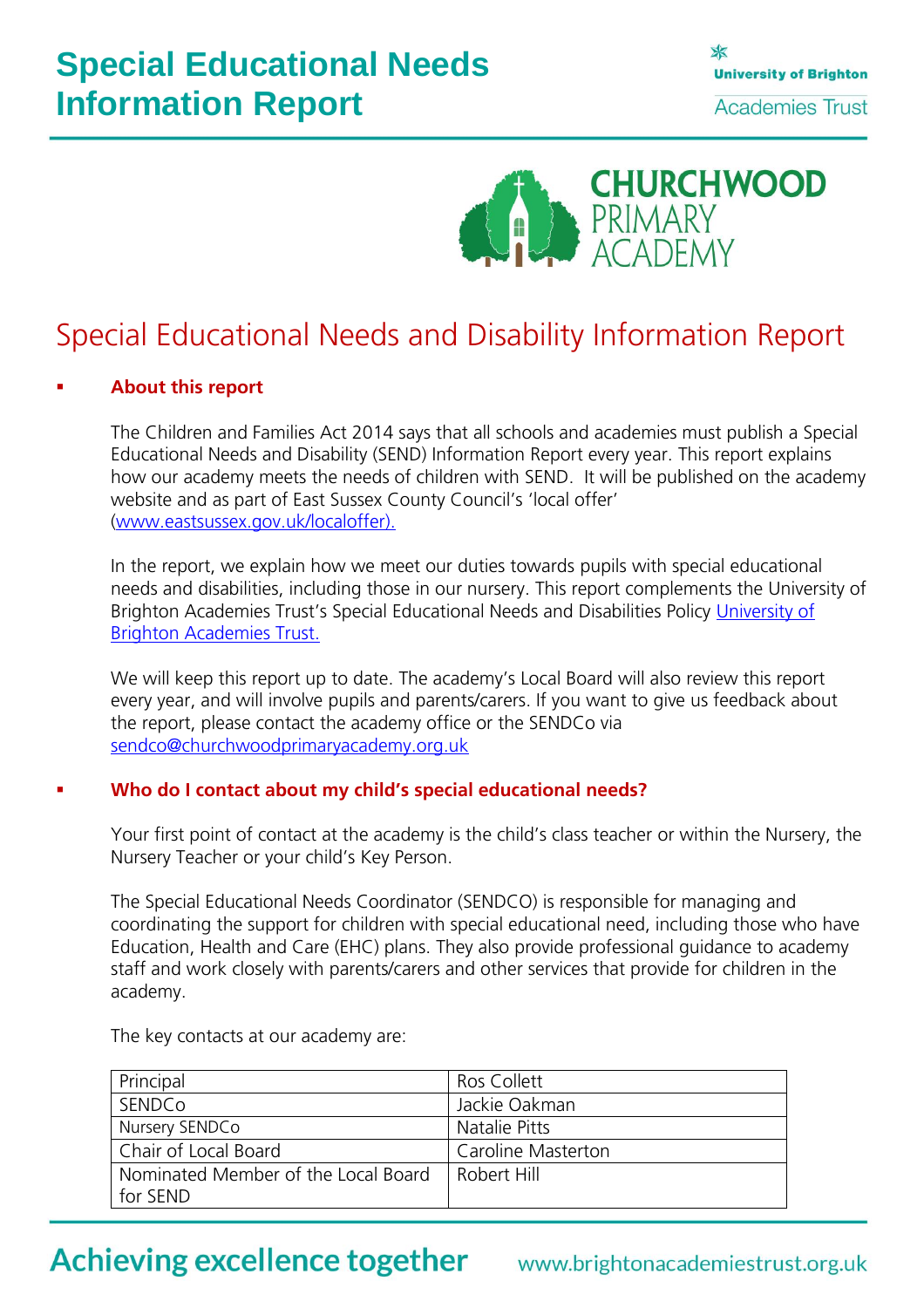# Special Educational Needs Information Report

University of Brighton Academies Trust

CHURCHWOOD PRIMARY ACADEMY

## Special Educational Needs and Disability Information Report

- **About this report**

The Children and Families Act 2014 says that all schools and academies must publish a Special Educational Needs and Disability (SEND) Information Report every year. This report explains how our academy meets the needs of children with SEND. It will be published on the academy website and as part of East Sussex County Council's 'local offer' (www.eastsussex.gov.uk/localoffer).

In the report, we explain how we meet our duties towards pupils with special educational needs and disabilities, including those in our nursery. This report complements the University of Brighton Academies Trust's Special Educational Needs and Disabilities Policy University of Brighton Academies Trust.

We will keep this report up to date. The academy's Local Board will also review this report every year, and will involve pupils and parents/carers. If you want to give us feedback about the report, please contact the academy office or the SENDCo via sendco@churchwoodprimaryacademy.org.uk

- **Who do I contact about my child's special educational needs?**

Your first point of contact at the academy is the child's class teacher or within the Nursery, the Nursery Teacher or your child's Key Person.

The Special Educational Needs Coordinator (SENDCO) is responsible for managing and coordinating the support for children with special educational need, including those who have Education, Health and Care (EHC) plans. They also provide professional guidance to academy staff and work closely with parents/carers and other services that provide for children in the academy.

The key contacts at our academy are:

| | |
|---|---|
| Principal | Ros Collett |
| SENDCo | Jackie Oakman |
| Nursery SENDCo | Natalie Pitts |
| Chair of Local Board | Caroline Masterton |
| Nominated Member of the Local Board for SEND | Robert Hill |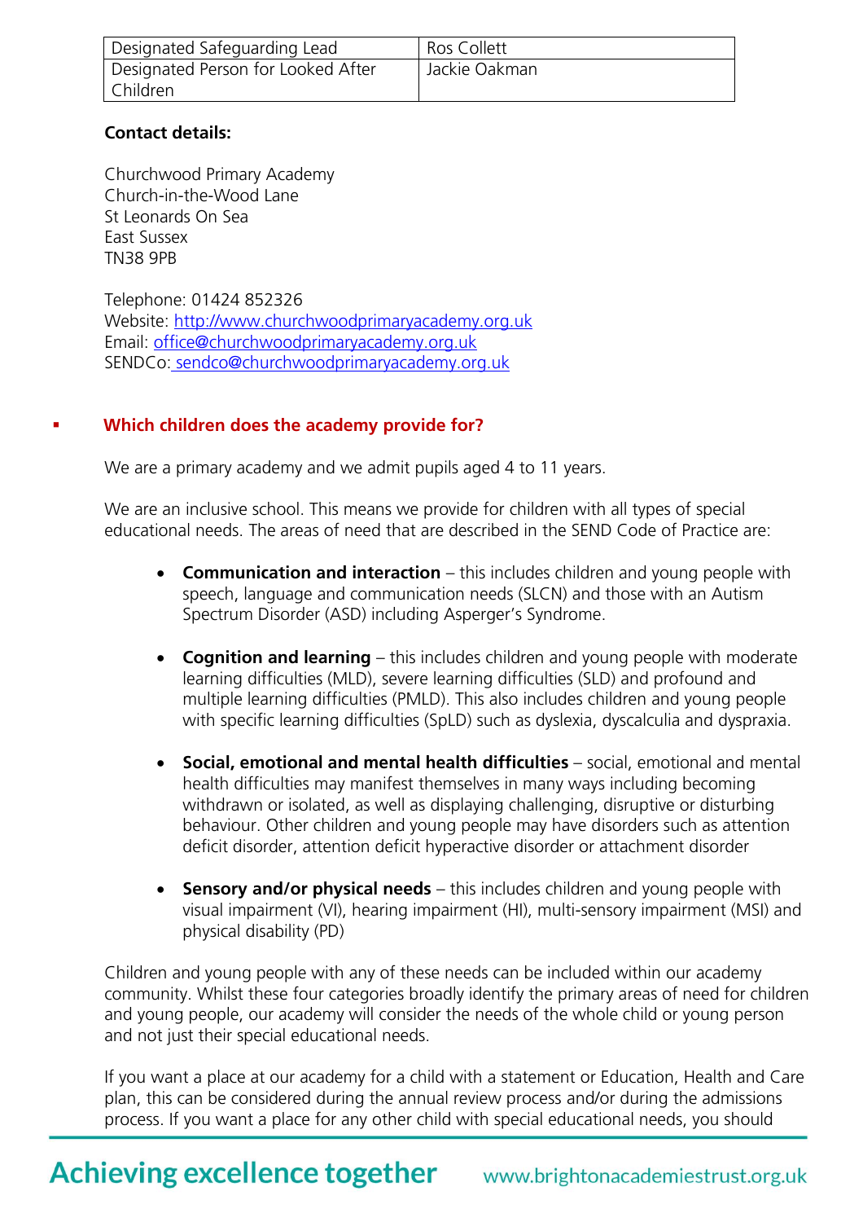| Designated Safeguarding Lead | Ros Collett |
| --- | --- |
| Designated Person for Looked After Children | Jackie Oakman |

**Contact details:**

Churchwood Primary Academy
Church-in-the-Wood Lane
St Leonards On Sea
East Sussex
TN38 9PB

Telephone: 01424 852326
Website: http://www.churchwoodprimaryacademy.org.uk
Email: office@churchwoodprimaryacademy.org.uk
SENDCo: sendco@churchwoodprimaryacademy.org.uk

## Which children does the academy provide for?

We are a primary academy and we admit pupils aged 4 to 11 years.

We are an inclusive school. This means we provide for children with all types of special educational needs. The areas of need that are described in the SEND Code of Practice are:

- **Communication and interaction** – this includes children and young people with speech, language and communication needs (SLCN) and those with an Autism Spectrum Disorder (ASD) including Asperger's Syndrome.

- **Cognition and learning** – this includes children and young people with moderate learning difficulties (MLD), severe learning difficulties (SLD) and profound and multiple learning difficulties (PMLD). This also includes children and young people with specific learning difficulties (SpLD) such as dyslexia, dyscalculia and dyspraxia.

- **Social, emotional and mental health difficulties** – social, emotional and mental health difficulties may manifest themselves in many ways including becoming withdrawn or isolated, as well as displaying challenging, disruptive or disturbing behaviour. Other children and young people may have disorders such as attention deficit disorder, attention deficit hyperactive disorder or attachment disorder

- **Sensory and/or physical needs** – this includes children and young people with visual impairment (VI), hearing impairment (HI), multi-sensory impairment (MSI) and physical disability (PD)

Children and young people with any of these needs can be included within our academy community. Whilst these four categories broadly identify the primary areas of need for children and young people, our academy will consider the needs of the whole child or young person and not just their special educational needs.

If you want a place at our academy for a child with a statement or Education, Health and Care plan, this can be considered during the annual review process and/or during the admissions process. If you want a place for any other child with special educational needs, you should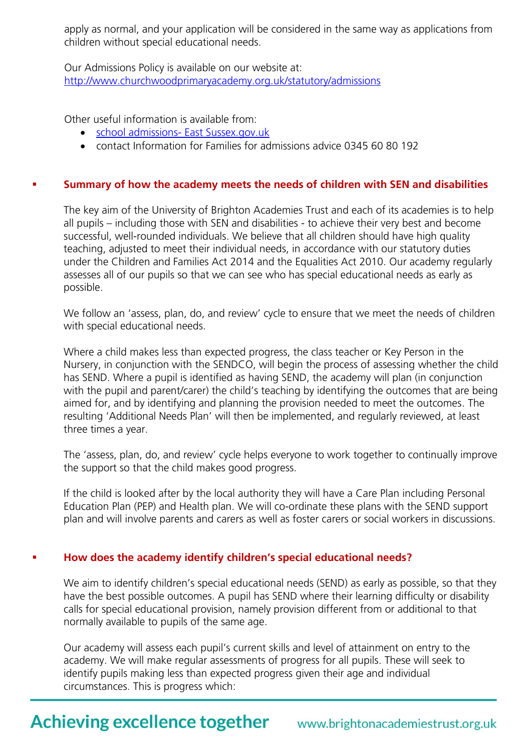apply as normal, and your application will be considered in the same way as applications from children without special educational needs.

Our Admissions Policy is available on our website at: [http://www.churchwoodprimaryacademy.org.uk/statutory/admissions](http://www.churchwoodprimaryacademy.org.uk/statutory/admissions)

Other useful information is available from:

- school admissions- East Sussex.gov.uk
- contact Information for Families for admissions advice 0345 60 80 192

## Summary of how the academy meets the needs of children with SEN and disabilities

The key aim of the University of Brighton Academies Trust and each of its academies is to help all pupils – including those with SEN and disabilities - to achieve their very best and become successful, well-rounded individuals. We believe that all children should have high quality teaching, adjusted to meet their individual needs, in accordance with our statutory duties under the Children and Families Act 2014 and the Equalities Act 2010. Our academy regularly assesses all of our pupils so that we can see who has special educational needs as early as possible.

We follow an 'assess, plan, do, and review' cycle to ensure that we meet the needs of children with special educational needs.

Where a child makes less than expected progress, the class teacher or Key Person in the Nursery, in conjunction with the SENDCO, will begin the process of assessing whether the child has SEND. Where a pupil is identified as having SEND, the academy will plan (in conjunction with the pupil and parent/carer) the child's teaching by identifying the outcomes that are being aimed for, and by identifying and planning the provision needed to meet the outcomes. The resulting 'Additional Needs Plan' will then be implemented, and regularly reviewed, at least three times a year.

The 'assess, plan, do, and review' cycle helps everyone to work together to continually improve the support so that the child makes good progress.

If the child is looked after by the local authority they will have a Care Plan including Personal Education Plan (PEP) and Health plan. We will co-ordinate these plans with the SEND support plan and will involve parents and carers as well as foster carers or social workers in discussions.

## How does the academy identify children's special educational needs?

We aim to identify children's special educational needs (SEND) as early as possible, so that they have the best possible outcomes. A pupil has SEND where their learning difficulty or disability calls for special educational provision, namely provision different from or additional to that normally available to pupils of the same age.

Our academy will assess each pupil's current skills and level of attainment on entry to the academy. We will make regular assessments of progress for all pupils. These will seek to identify pupils making less than expected progress given their age and individual circumstances. This is progress which: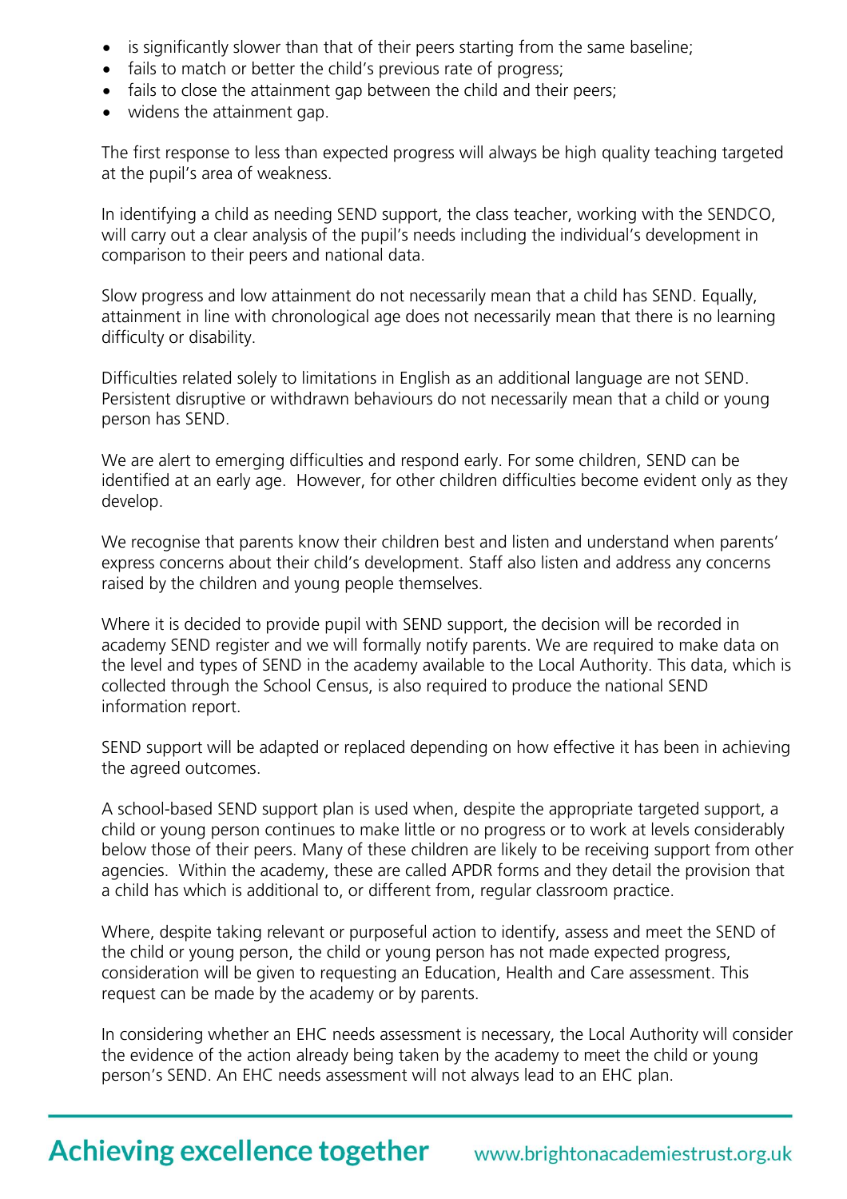- is significantly slower than that of their peers starting from the same baseline;
- fails to match or better the child's previous rate of progress;
- fails to close the attainment gap between the child and their peers;
- widens the attainment gap.

The first response to less than expected progress will always be high quality teaching targeted at the pupil's area of weakness.

In identifying a child as needing SEND support, the class teacher, working with the SENDCO, will carry out a clear analysis of the pupil's needs including the individual's development in comparison to their peers and national data.

Slow progress and low attainment do not necessarily mean that a child has SEND. Equally, attainment in line with chronological age does not necessarily mean that there is no learning difficulty or disability.

Difficulties related solely to limitations in English as an additional language are not SEND. Persistent disruptive or withdrawn behaviours do not necessarily mean that a child or young person has SEND.

We are alert to emerging difficulties and respond early. For some children, SEND can be identified at an early age. However, for other children difficulties become evident only as they develop.

We recognise that parents know their children best and listen and understand when parents' express concerns about their child's development. Staff also listen and address any concerns raised by the children and young people themselves.

Where it is decided to provide pupil with SEND support, the decision will be recorded in academy SEND register and we will formally notify parents. We are required to make data on the level and types of SEND in the academy available to the Local Authority. This data, which is collected through the School Census, is also required to produce the national SEND information report.

SEND support will be adapted or replaced depending on how effective it has been in achieving the agreed outcomes.

A school-based SEND support plan is used when, despite the appropriate targeted support, a child or young person continues to make little or no progress or to work at levels considerably below those of their peers. Many of these children are likely to be receiving support from other agencies. Within the academy, these are called APDR forms and they detail the provision that a child has which is additional to, or different from, regular classroom practice.

Where, despite taking relevant or purposeful action to identify, assess and meet the SEND of the child or young person, the child or young person has not made expected progress, consideration will be given to requesting an Education, Health and Care assessment. This request can be made by the academy or by parents.

In considering whether an EHC needs assessment is necessary, the Local Authority will consider the evidence of the action already being taken by the academy to meet the child or young person's SEND. An EHC needs assessment will not always lead to an EHC plan.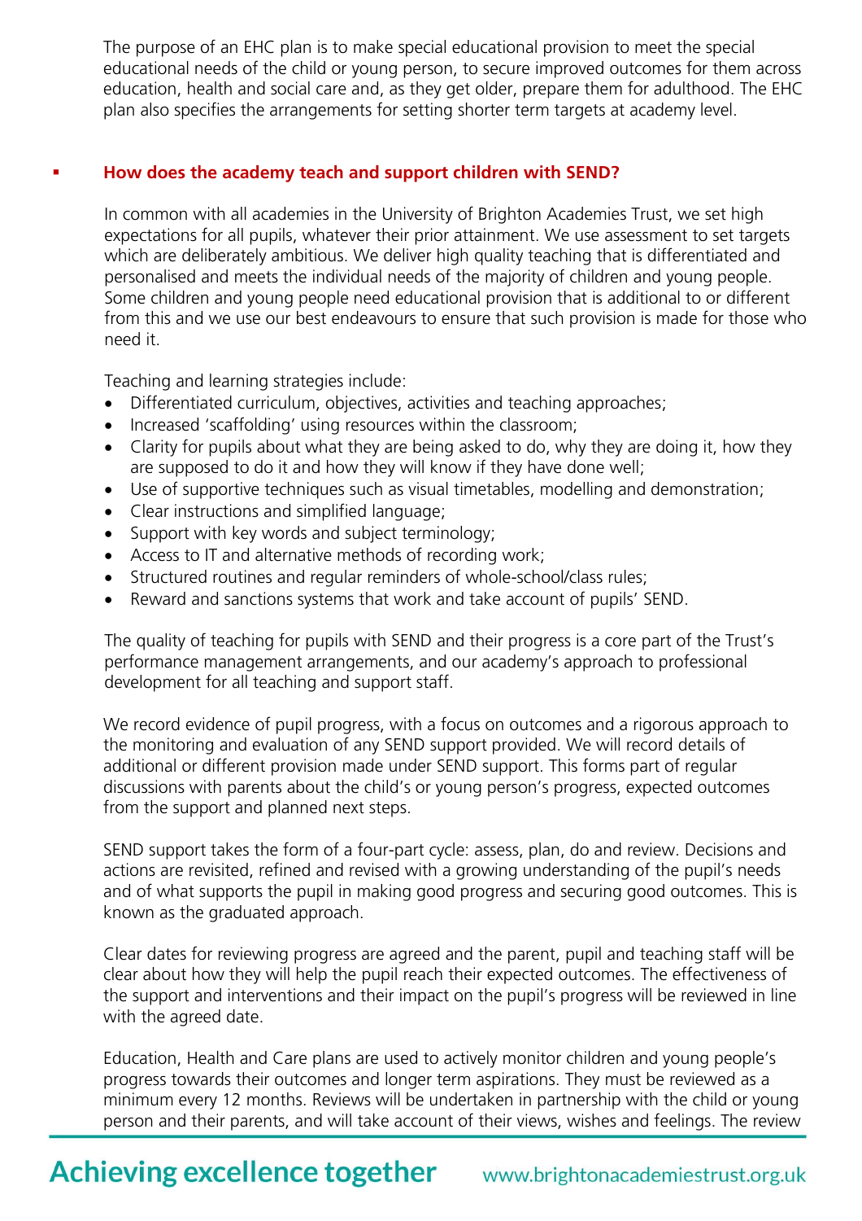The purpose of an EHC plan is to make special educational provision to meet the special educational needs of the child or young person, to secure improved outcomes for them across education, health and social care and, as they get older, prepare them for adulthood. The EHC plan also specifies the arrangements for setting shorter term targets at academy level.

## How does the academy teach and support children with SEND?

In common with all academies in the University of Brighton Academies Trust, we set high expectations for all pupils, whatever their prior attainment. We use assessment to set targets which are deliberately ambitious. We deliver high quality teaching that is differentiated and personalised and meets the individual needs of the majority of children and young people. Some children and young people need educational provision that is additional to or different from this and we use our best endeavours to ensure that such provision is made for those who need it.

Teaching and learning strategies include:

- Differentiated curriculum, objectives, activities and teaching approaches;
- Increased 'scaffolding' using resources within the classroom;
- Clarity for pupils about what they are being asked to do, why they are doing it, how they are supposed to do it and how they will know if they have done well;
- Use of supportive techniques such as visual timetables, modelling and demonstration;
- Clear instructions and simplified language;
- Support with key words and subject terminology;
- Access to IT and alternative methods of recording work;
- Structured routines and regular reminders of whole-school/class rules;
- Reward and sanctions systems that work and take account of pupils' SEND.

The quality of teaching for pupils with SEND and their progress is a core part of the Trust's performance management arrangements, and our academy's approach to professional development for all teaching and support staff.

We record evidence of pupil progress, with a focus on outcomes and a rigorous approach to the monitoring and evaluation of any SEND support provided. We will record details of additional or different provision made under SEND support. This forms part of regular discussions with parents about the child's or young person's progress, expected outcomes from the support and planned next steps.

SEND support takes the form of a four-part cycle: assess, plan, do and review. Decisions and actions are revisited, refined and revised with a growing understanding of the pupil's needs and of what supports the pupil in making good progress and securing good outcomes. This is known as the graduated approach.

Clear dates for reviewing progress are agreed and the parent, pupil and teaching staff will be clear about how they will help the pupil reach their expected outcomes. The effectiveness of the support and interventions and their impact on the pupil's progress will be reviewed in line with the agreed date.

Education, Health and Care plans are used to actively monitor children and young people's progress towards their outcomes and longer term aspirations. They must be reviewed as a minimum every 12 months. Reviews will be undertaken in partnership with the child or young person and their parents, and will take account of their views, wishes and feelings. The review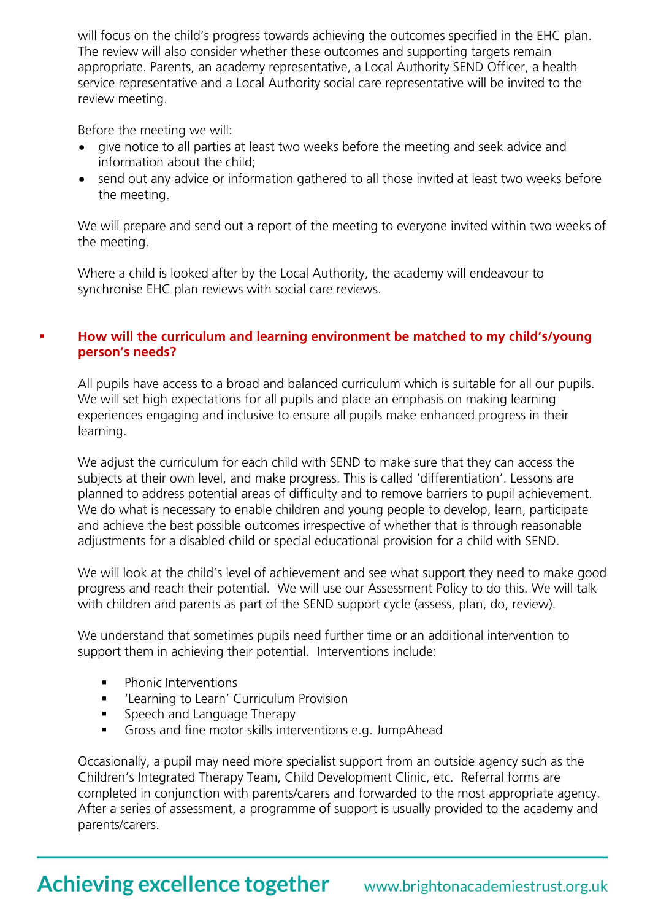will focus on the child's progress towards achieving the outcomes specified in the EHC plan. The review will also consider whether these outcomes and supporting targets remain appropriate. Parents, an academy representative, a Local Authority SEND Officer, a health service representative and a Local Authority social care representative will be invited to the review meeting.

Before the meeting we will:

- give notice to all parties at least two weeks before the meeting and seek advice and information about the child;
- send out any advice or information gathered to all those invited at least two weeks before the meeting.

We will prepare and send out a report of the meeting to everyone invited within two weeks of the meeting.

Where a child is looked after by the Local Authority, the academy will endeavour to synchronise EHC plan reviews with social care reviews.

- **How will the curriculum and learning environment be matched to my child's/young person's needs?**

All pupils have access to a broad and balanced curriculum which is suitable for all our pupils. We will set high expectations for all pupils and place an emphasis on making learning experiences engaging and inclusive to ensure all pupils make enhanced progress in their learning.

We adjust the curriculum for each child with SEND to make sure that they can access the subjects at their own level, and make progress. This is called 'differentiation'. Lessons are planned to address potential areas of difficulty and to remove barriers to pupil achievement. We do what is necessary to enable children and young people to develop, learn, participate and achieve the best possible outcomes irrespective of whether that is through reasonable adjustments for a disabled child or special educational provision for a child with SEND.

We will look at the child's level of achievement and see what support they need to make good progress and reach their potential. We will use our Assessment Policy to do this. We will talk with children and parents as part of the SEND support cycle (assess, plan, do, review).

We understand that sometimes pupils need further time or an additional intervention to support them in achieving their potential. Interventions include:

- Phonic Interventions
- 'Learning to Learn' Curriculum Provision
- Speech and Language Therapy
- Gross and fine motor skills interventions e.g. JumpAhead

Occasionally, a pupil may need more specialist support from an outside agency such as the Children's Integrated Therapy Team, Child Development Clinic, etc. Referral forms are completed in conjunction with parents/carers and forwarded to the most appropriate agency. After a series of assessment, a programme of support is usually provided to the academy and parents/carers.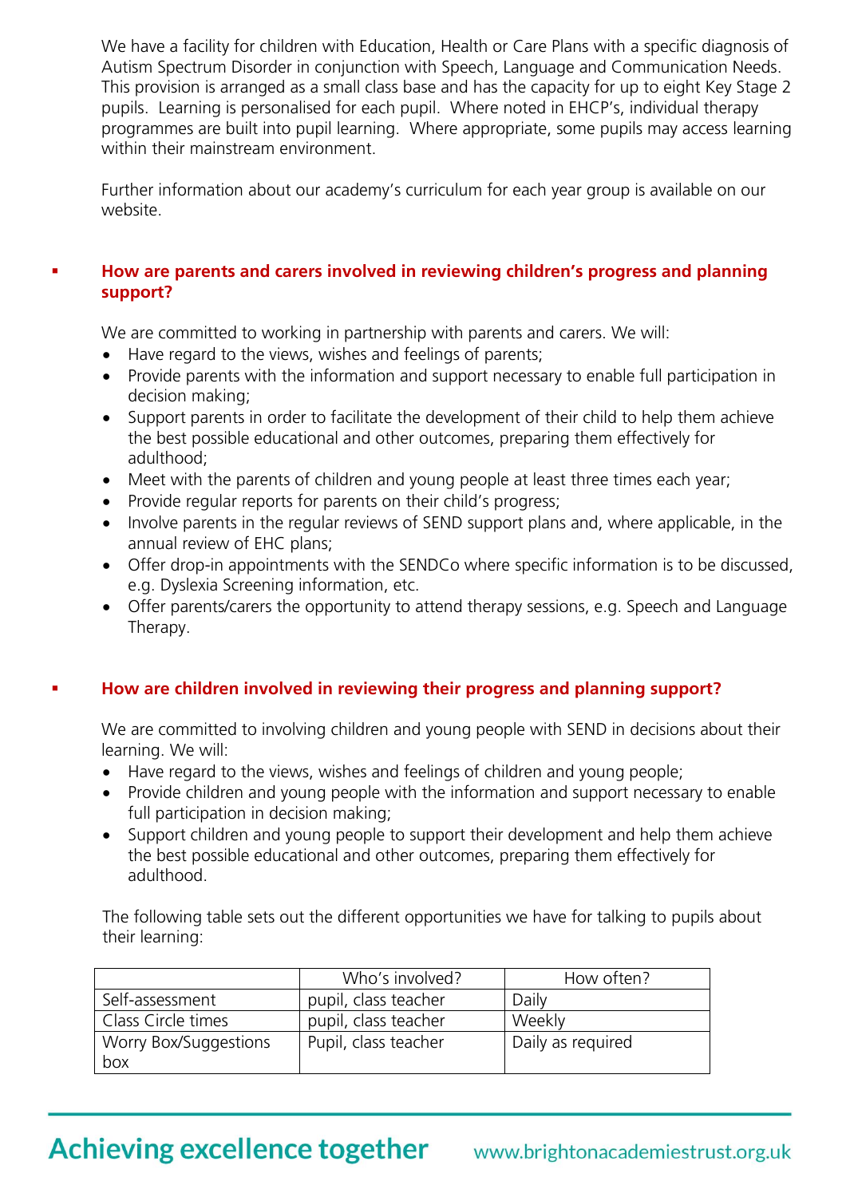We have a facility for children with Education, Health or Care Plans with a specific diagnosis of Autism Spectrum Disorder in conjunction with Speech, Language and Communication Needs. This provision is arranged as a small class base and has the capacity for up to eight Key Stage 2 pupils. Learning is personalised for each pupil. Where noted in EHCP's, individual therapy programmes are built into pupil learning. Where appropriate, some pupils may access learning within their mainstream environment.

Further information about our academy's curriculum for each year group is available on our website.

## How are parents and carers involved in reviewing children's progress and planning support?

We are committed to working in partnership with parents and carers. We will:

- Have regard to the views, wishes and feelings of parents;
- Provide parents with the information and support necessary to enable full participation in decision making;
- Support parents in order to facilitate the development of their child to help them achieve the best possible educational and other outcomes, preparing them effectively for adulthood;
- Meet with the parents of children and young people at least three times each year;
- Provide regular reports for parents on their child's progress;
- Involve parents in the regular reviews of SEND support plans and, where applicable, in the annual review of EHC plans;
- Offer drop-in appointments with the SENDCo where specific information is to be discussed, e.g. Dyslexia Screening information, etc.
- Offer parents/carers the opportunity to attend therapy sessions, e.g. Speech and Language Therapy.

## How are children involved in reviewing their progress and planning support?

We are committed to involving children and young people with SEND in decisions about their learning. We will:

- Have regard to the views, wishes and feelings of children and young people;
- Provide children and young people with the information and support necessary to enable full participation in decision making;
- Support children and young people to support their development and help them achieve the best possible educational and other outcomes, preparing them effectively for adulthood.

The following table sets out the different opportunities we have for talking to pupils about their learning:

| | Who's involved? | How often? |
|---|---|---|
| Self-assessment | pupil, class teacher | Daily |
| Class Circle times | pupil, class teacher | Weekly |
| Worry Box/Suggestions box | Pupil, class teacher | Daily as required |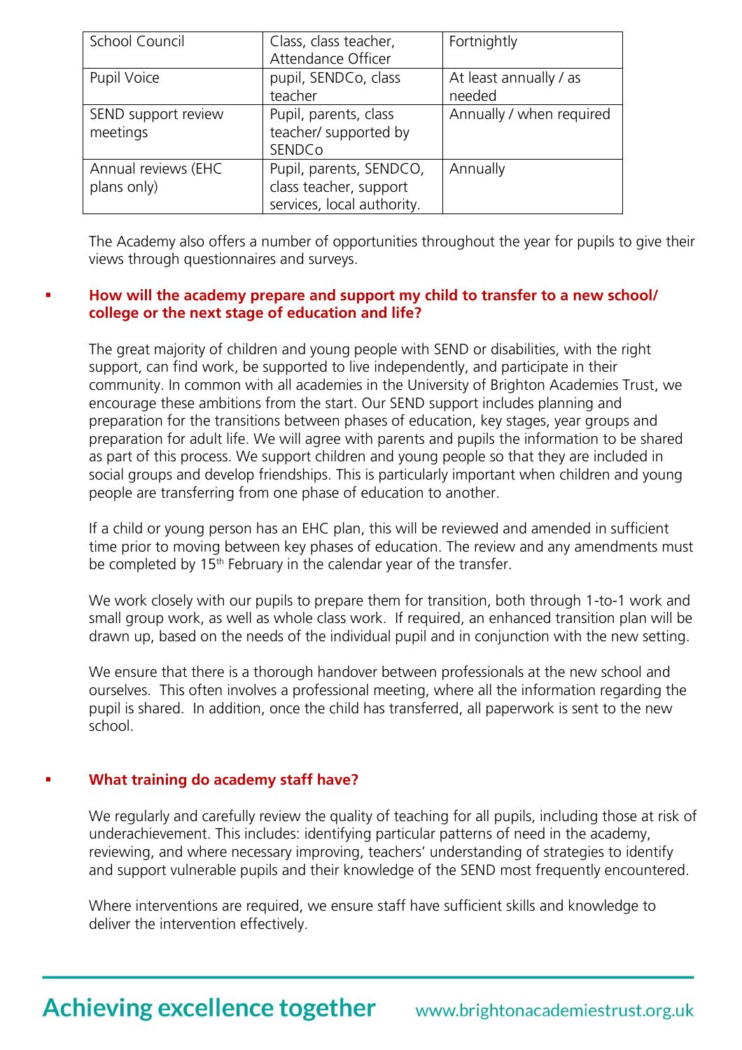| School Council | Class, class teacher, Attendance Officer | Fortnightly |
|---|---|---|
| Pupil Voice | pupil, SENDCo, class teacher | At least annually / as needed |
| SEND support review meetings | Pupil, parents, class teacher/ supported by SENDCo | Annually / when required |
| Annual reviews (EHC plans only) | Pupil, parents, SENDCO, class teacher, support services, local authority. | Annually |

The Academy also offers a number of opportunities throughout the year for pupils to give their views through questionnaires and surveys.

- **How will the academy prepare and support my child to transfer to a new school/ college or the next stage of education and life?**

The great majority of children and young people with SEND or disabilities, with the right support, can find work, be supported to live independently, and participate in their community. In common with all academies in the University of Brighton Academies Trust, we encourage these ambitions from the start. Our SEND support includes planning and preparation for the transitions between phases of education, key stages, year groups and preparation for adult life. We will agree with parents and pupils the information to be shared as part of this process. We support children and young people so that they are included in social groups and develop friendships. This is particularly important when children and young people are transferring from one phase of education to another.

If a child or young person has an EHC plan, this will be reviewed and amended in sufficient time prior to moving between key phases of education. The review and any amendments must be completed by 15th February in the calendar year of the transfer.

We work closely with our pupils to prepare them for transition, both through 1-to-1 work and small group work, as well as whole class work. If required, an enhanced transition plan will be drawn up, based on the needs of the individual pupil and in conjunction with the new setting.

We ensure that there is a thorough handover between professionals at the new school and ourselves. This often involves a professional meeting, where all the information regarding the pupil is shared. In addition, once the child has transferred, all paperwork is sent to the new school.

- **What training do academy staff have?**

We regularly and carefully review the quality of teaching for all pupils, including those at risk of underachievement. This includes: identifying particular patterns of need in the academy, reviewing, and where necessary improving, teachers' understanding of strategies to identify and support vulnerable pupils and their knowledge of the SEND most frequently encountered.

Where interventions are required, we ensure staff have sufficient skills and knowledge to deliver the intervention effectively.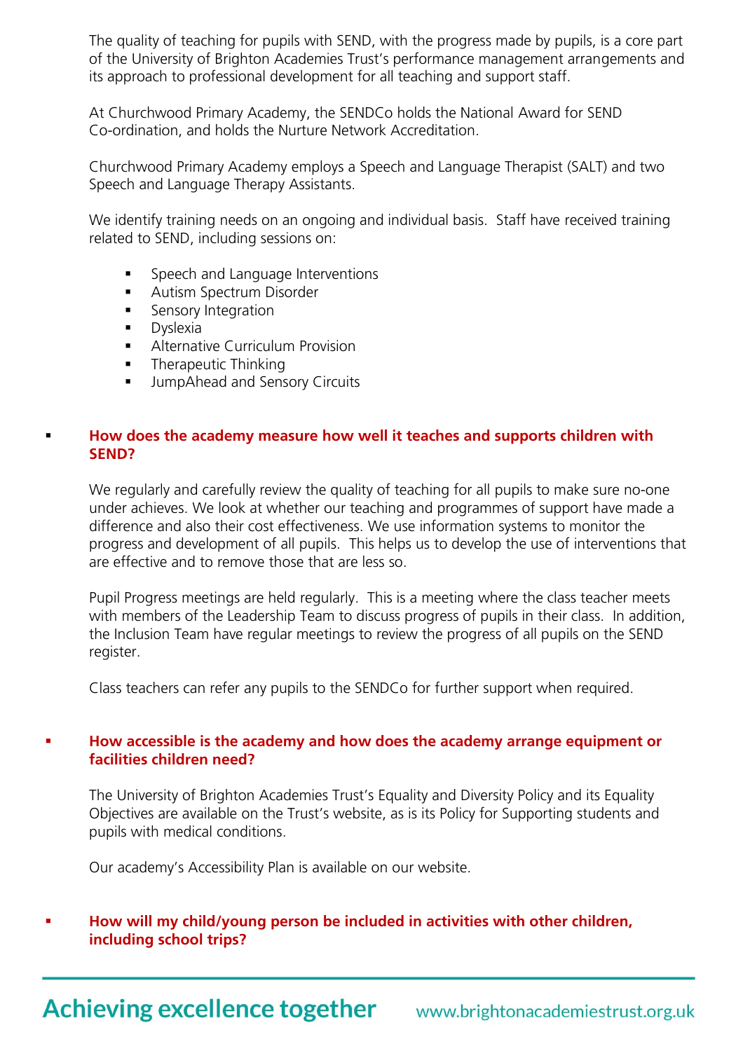The quality of teaching for pupils with SEND, with the progress made by pupils, is a core part of the University of Brighton Academies Trust's performance management arrangements and its approach to professional development for all teaching and support staff.

At Churchwood Primary Academy, the SENDCo holds the National Award for SEND Co-ordination, and holds the Nurture Network Accreditation.

Churchwood Primary Academy employs a Speech and Language Therapist (SALT) and two Speech and Language Therapy Assistants.

We identify training needs on an ongoing and individual basis. Staff have received training related to SEND, including sessions on:

- Speech and Language Interventions
- Autism Spectrum Disorder
- Sensory Integration
- Dyslexia
- Alternative Curriculum Provision
- Therapeutic Thinking
- JumpAhead and Sensory Circuits

### How does the academy measure how well it teaches and supports children with SEND?

We regularly and carefully review the quality of teaching for all pupils to make sure no-one under achieves. We look at whether our teaching and programmes of support have made a difference and also their cost effectiveness. We use information systems to monitor the progress and development of all pupils. This helps us to develop the use of interventions that are effective and to remove those that are less so.

Pupil Progress meetings are held regularly. This is a meeting where the class teacher meets with members of the Leadership Team to discuss progress of pupils in their class. In addition, the Inclusion Team have regular meetings to review the progress of all pupils on the SEND register.

Class teachers can refer any pupils to the SENDCo for further support when required.

### How accessible is the academy and how does the academy arrange equipment or facilities children need?

The University of Brighton Academies Trust's Equality and Diversity Policy and its Equality Objectives are available on the Trust's website, as is its Policy for Supporting students and pupils with medical conditions.

Our academy's Accessibility Plan is available on our website.

### How will my child/young person be included in activities with other children, including school trips?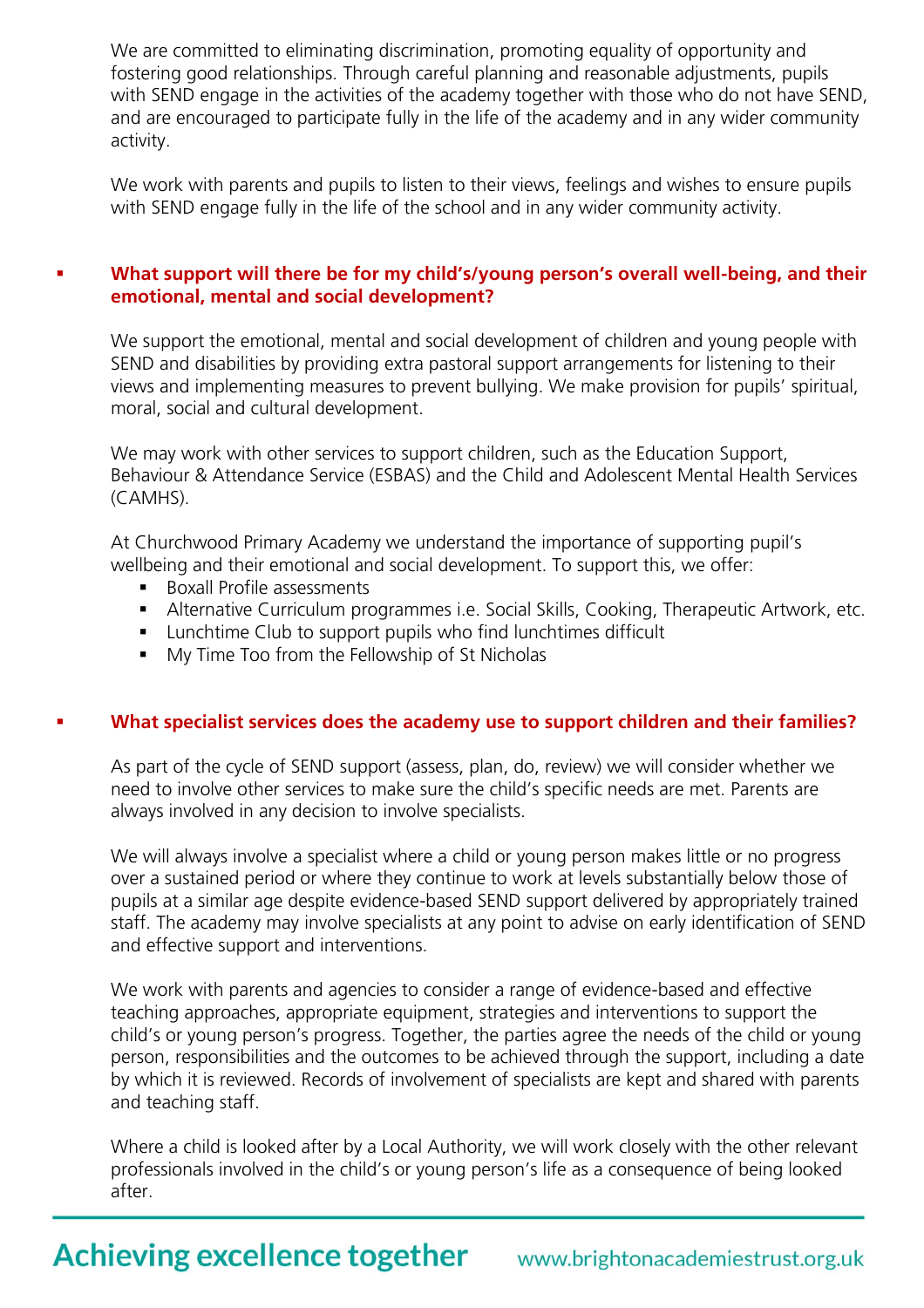We are committed to eliminating discrimination, promoting equality of opportunity and fostering good relationships. Through careful planning and reasonable adjustments, pupils with SEND engage in the activities of the academy together with those who do not have SEND, and are encouraged to participate fully in the life of the academy and in any wider community activity.

We work with parents and pupils to listen to their views, feelings and wishes to ensure pupils with SEND engage fully in the life of the school and in any wider community activity.

- **What support will there be for my child's/young person's overall well-being, and their emotional, mental and social development?**

We support the emotional, mental and social development of children and young people with SEND and disabilities by providing extra pastoral support arrangements for listening to their views and implementing measures to prevent bullying. We make provision for pupils' spiritual, moral, social and cultural development.

We may work with other services to support children, such as the Education Support, Behaviour & Attendance Service (ESBAS) and the Child and Adolescent Mental Health Services (CAMHS).

At Churchwood Primary Academy we understand the importance of supporting pupil's wellbeing and their emotional and social development. To support this, we offer:

- Boxall Profile assessments
- Alternative Curriculum programmes i.e. Social Skills, Cooking, Therapeutic Artwork, etc.
- Lunchtime Club to support pupils who find lunchtimes difficult
- My Time Too from the Fellowship of St Nicholas

- **What specialist services does the academy use to support children and their families?**

As part of the cycle of SEND support (assess, plan, do, review) we will consider whether we need to involve other services to make sure the child's specific needs are met. Parents are always involved in any decision to involve specialists.

We will always involve a specialist where a child or young person makes little or no progress over a sustained period or where they continue to work at levels substantially below those of pupils at a similar age despite evidence-based SEND support delivered by appropriately trained staff. The academy may involve specialists at any point to advise on early identification of SEND and effective support and interventions.

We work with parents and agencies to consider a range of evidence-based and effective teaching approaches, appropriate equipment, strategies and interventions to support the child's or young person's progress. Together, the parties agree the needs of the child or young person, responsibilities and the outcomes to be achieved through the support, including a date by which it is reviewed. Records of involvement of specialists are kept and shared with parents and teaching staff.

Where a child is looked after by a Local Authority, we will work closely with the other relevant professionals involved in the child's or young person's life as a consequence of being looked after.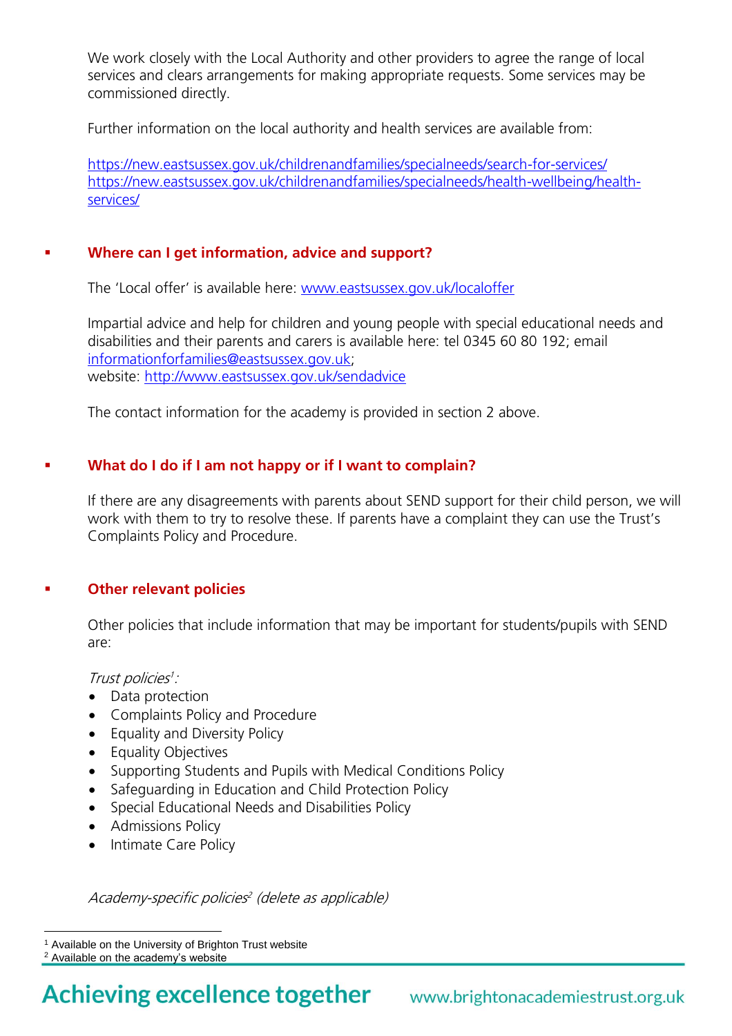We work closely with the Local Authority and other providers to agree the range of local services and clears arrangements for making appropriate requests. Some services may be commissioned directly.

Further information on the local authority and health services are available from:

https://new.eastsussex.gov.uk/childrenandfamilies/specialneeds/search-for-services/
https://new.eastsussex.gov.uk/childrenandfamilies/specialneeds/health-wellbeing/health-services/

## Where can I get information, advice and support?

The 'Local offer' is available here: www.eastsussex.gov.uk/localoffer

Impartial advice and help for children and young people with special educational needs and disabilities and their parents and carers is available here: tel 0345 60 80 192; email informationforfamilies@eastsussex.gov.uk;
website: http://www.eastsussex.gov.uk/sendadvice

The contact information for the academy is provided in section 2 above.

## What do I do if I am not happy or if I want to complain?

If there are any disagreements with parents about SEND support for their child person, we will work with them to try to resolve these. If parents have a complaint they can use the Trust's Complaints Policy and Procedure.

## Other relevant policies

Other policies that include information that may be important for students/pupils with SEND are:

*Trust policies*[1]*:*

- Data protection
- Complaints Policy and Procedure
- Equality and Diversity Policy
- Equality Objectives
- Supporting Students and Pupils with Medical Conditions Policy
- Safeguarding in Education and Child Protection Policy
- Special Educational Needs and Disabilities Policy
- Admissions Policy
- Intimate Care Policy

*Academy-specific policies*[2] *(delete as applicable)*

[1] Available on the University of Brighton Trust website
[2] Available on the academy's website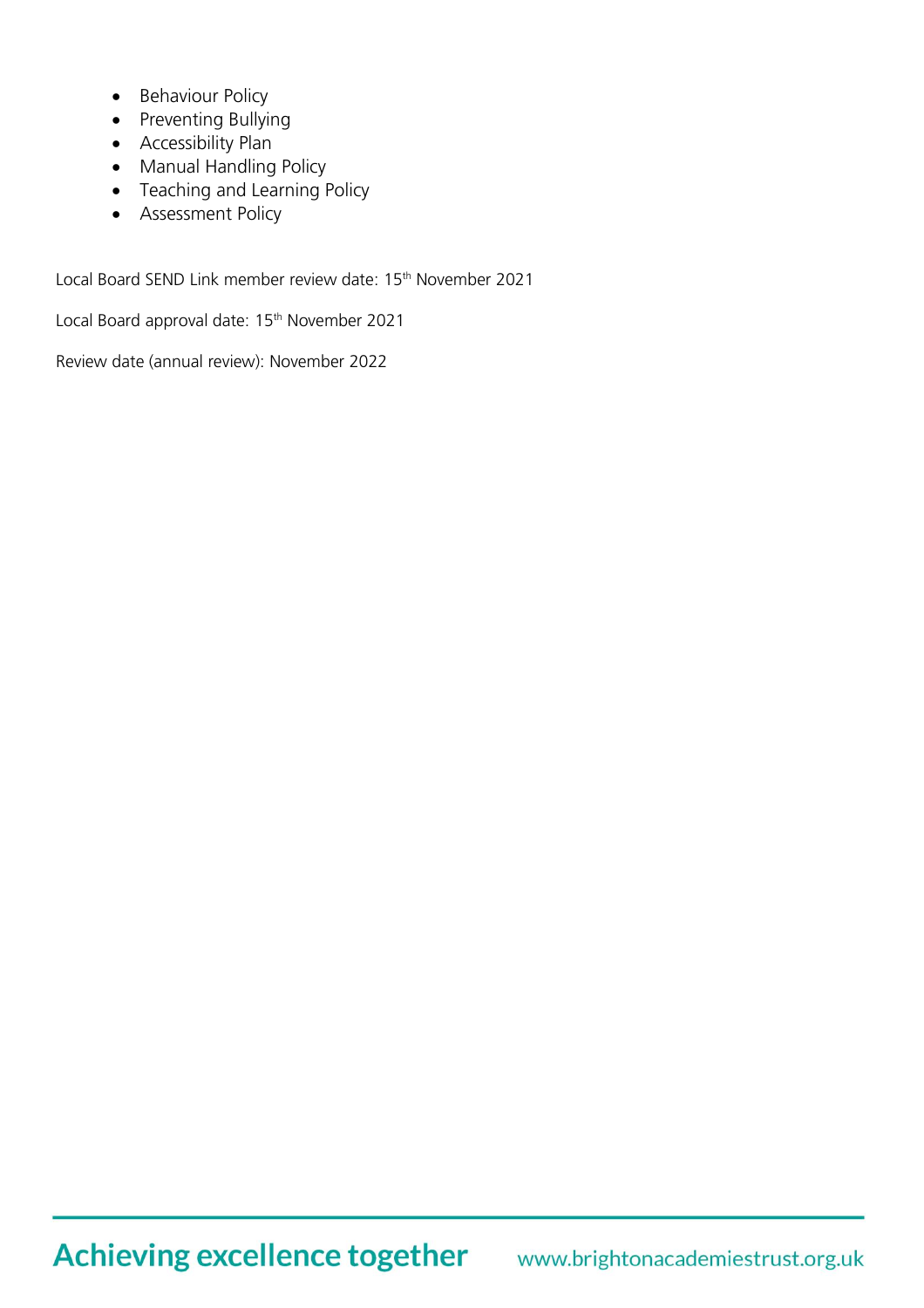- Behaviour Policy
- Preventing Bullying
- Accessibility Plan
- Manual Handling Policy
- Teaching and Learning Policy
- Assessment Policy

Local Board SEND Link member review date: 15th November 2021

Local Board approval date: 15th November 2021

Review date (annual review): November 2022